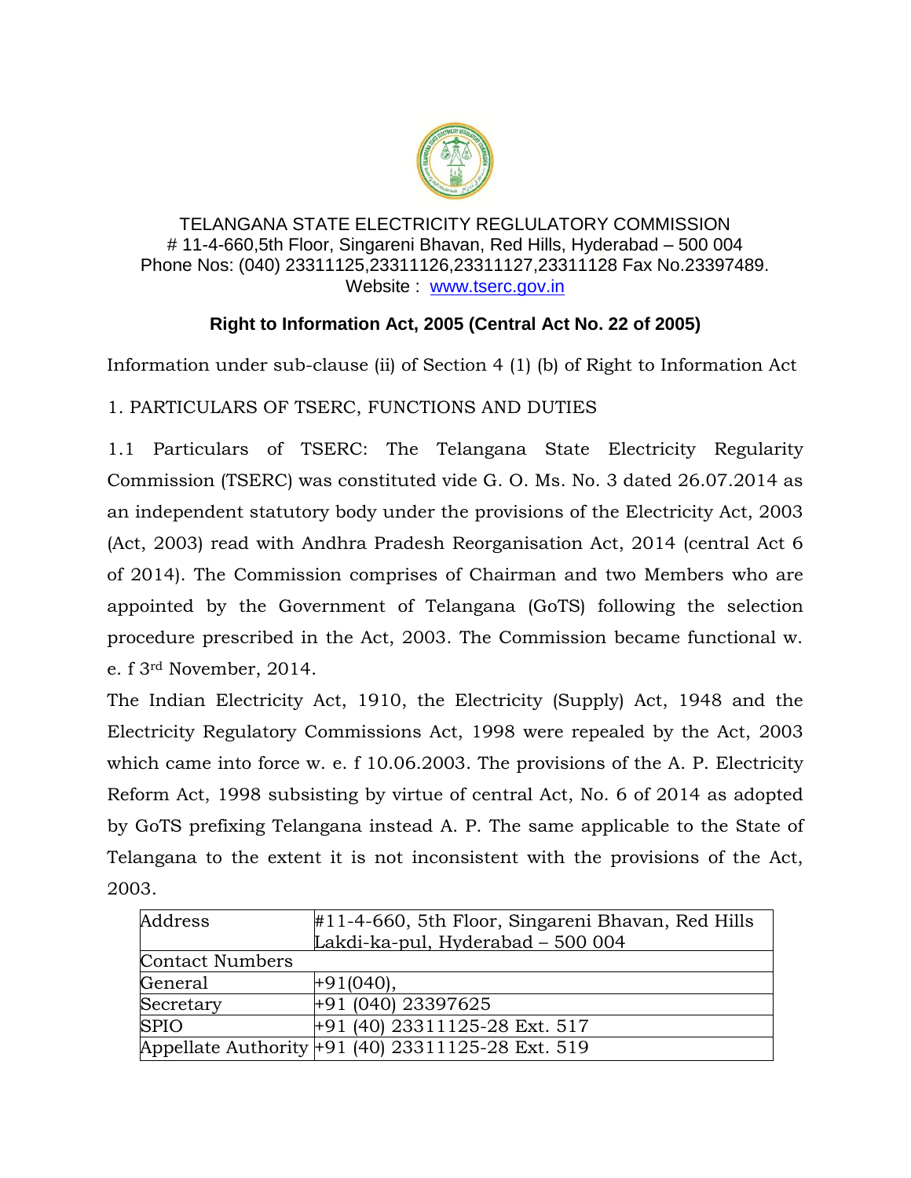TELANGANA STATE ELECTRICITY REGLULATORY COMMISSION
# 11-4-660,5th Floor, Singareni Bhavan, Red Hills, Hyderabad – 500 004
Phone Nos: (040) 23311125,23311126,23311127,23311128 Fax No.23397489.
Website : www.tserc.gov.in

## Right to Information Act, 2005 (Central Act No. 22 of 2005)

Information under sub-clause (ii) of Section 4 (1) (b) of Right to Information Act

1. PARTICULARS OF TSERC, FUNCTIONS AND DUTIES

1.1 Particulars of TSERC: The Telangana State Electricity Regularity Commission (TSERC) was constituted vide G. O. Ms. No. 3 dated 26.07.2014 as an independent statutory body under the provisions of the Electricity Act, 2003 (Act, 2003) read with Andhra Pradesh Reorganisation Act, 2014 (central Act 6 of 2014). The Commission comprises of Chairman and two Members who are appointed by the Government of Telangana (GoTS) following the selection procedure prescribed in the Act, 2003. The Commission became functional w. e. f 3rd November, 2014.

The Indian Electricity Act, 1910, the Electricity (Supply) Act, 1948 and the Electricity Regulatory Commissions Act, 1998 were repealed by the Act, 2003 which came into force w. e. f 10.06.2003. The provisions of the A. P. Electricity Reform Act, 1998 subsisting by virtue of central Act, No. 6 of 2014 as adopted by GoTS prefixing Telangana instead A. P. The same applicable to the State of Telangana to the extent it is not inconsistent with the provisions of the Act, 2003.

| Address | #11-4-660, 5th Floor, Singareni Bhavan, Red Hills Lakdi-ka-pul, Hyderabad – 500 004 |
|---|---|
| Contact Numbers | |
| General | +91(040), |
| Secretary | +91 (040) 23397625 |
| SPIO | +91 (40) 23311125-28 Ext. 517 |
| Appellate Authority | +91 (40) 23311125-28 Ext. 519 |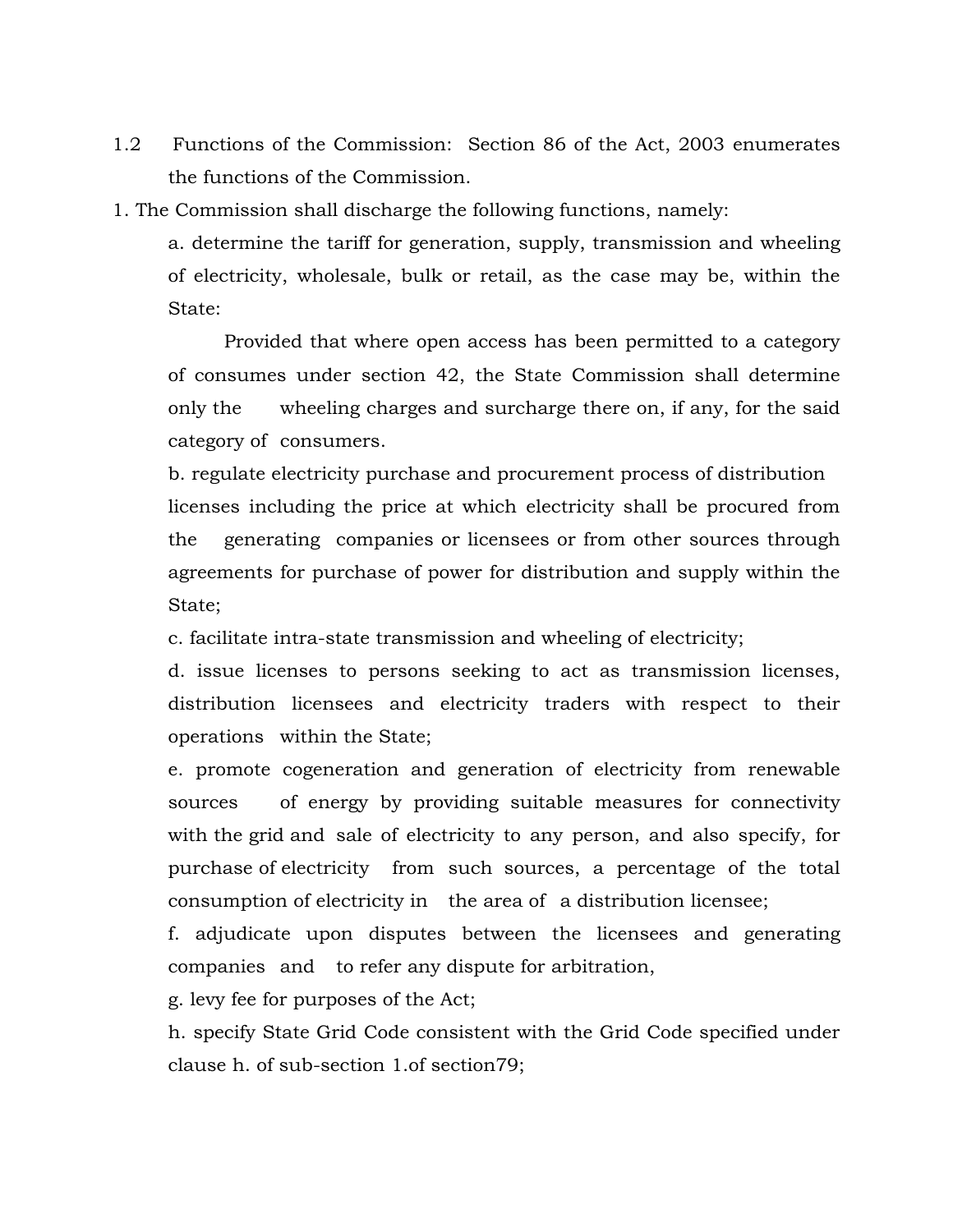1.2 Functions of the Commission: Section 86 of the Act, 2003 enumerates the functions of the Commission.

1. The Commission shall discharge the following functions, namely:

   a. determine the tariff for generation, supply, transmission and wheeling of electricity, wholesale, bulk or retail, as the case may be, within the State:

      Provided that where open access has been permitted to a category of consumes under section 42, the State Commission shall determine only the wheeling charges and surcharge there on, if any, for the said category of consumers.

   b. regulate electricity purchase and procurement process of distribution licenses including the price at which electricity shall be procured from the generating companies or licensees or from other sources through agreements for purchase of power for distribution and supply within the State;

   c. facilitate intra-state transmission and wheeling of electricity;

   d. issue licenses to persons seeking to act as transmission licenses, distribution licensees and electricity traders with respect to their operations within the State;

   e. promote cogeneration and generation of electricity from renewable sources of energy by providing suitable measures for connectivity with the grid and sale of electricity to any person, and also specify, for purchase of electricity from such sources, a percentage of the total consumption of electricity in the area of a distribution licensee;

   f. adjudicate upon disputes between the licensees and generating companies and to refer any dispute for arbitration,

   g. levy fee for purposes of the Act;

   h. specify State Grid Code consistent with the Grid Code specified under clause h. of sub-section 1.of section79;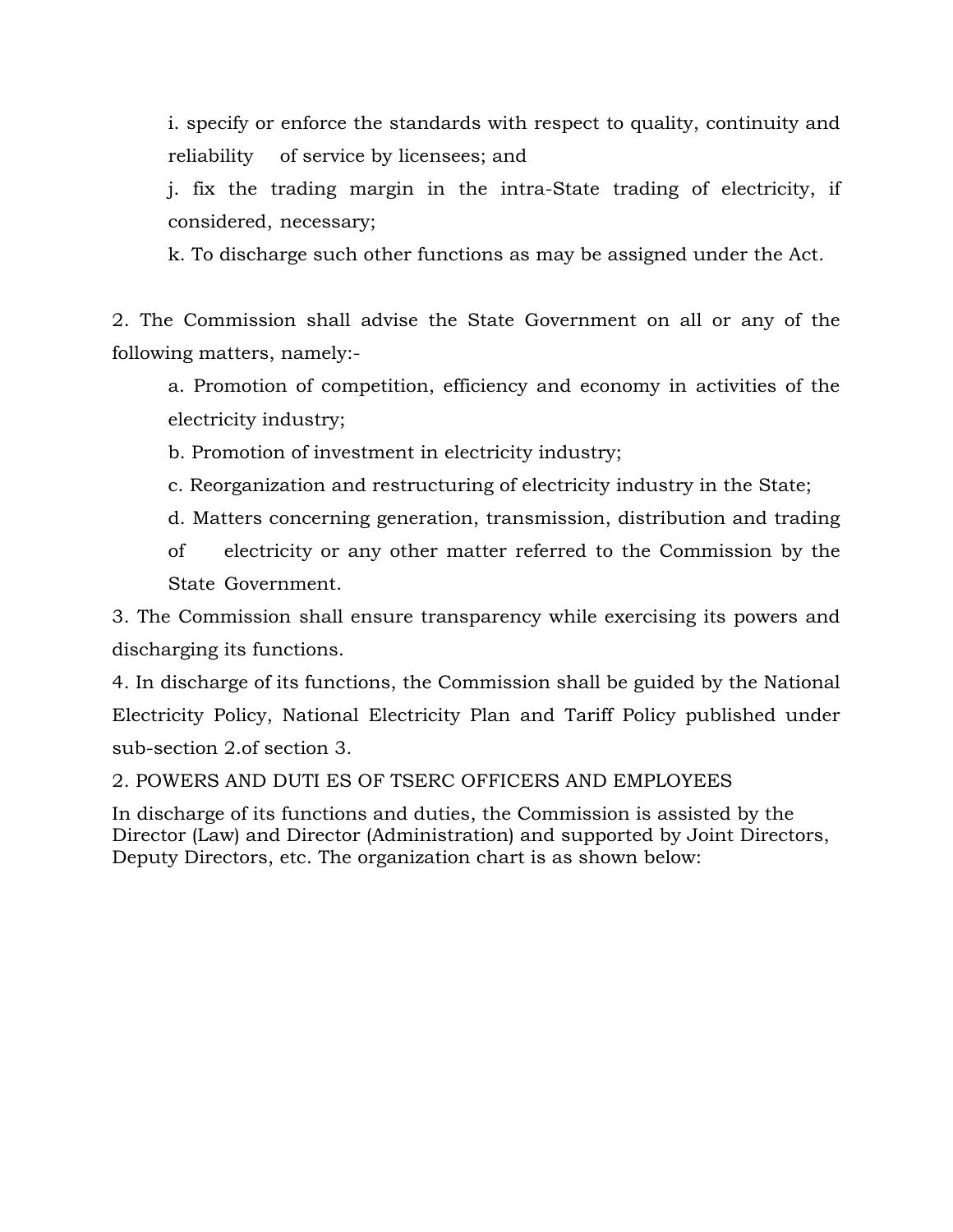i. specify or enforce the standards with respect to quality, continuity and reliability of service by licensees; and

j. fix the trading margin in the intra-State trading of electricity, if considered, necessary;

k. To discharge such other functions as may be assigned under the Act.

2. The Commission shall advise the State Government on all or any of the following matters, namely:-

a. Promotion of competition, efficiency and economy in activities of the electricity industry;

b. Promotion of investment in electricity industry;

c. Reorganization and restructuring of electricity industry in the State;

d. Matters concerning generation, transmission, distribution and trading of electricity or any other matter referred to the Commission by the State Government.

3. The Commission shall ensure transparency while exercising its powers and discharging its functions.

4. In discharge of its functions, the Commission shall be guided by the National Electricity Policy, National Electricity Plan and Tariff Policy published under sub-section 2.of section 3.

## 2. POWERS AND DUTI ES OF TSERC OFFICERS AND EMPLOYEES

In discharge of its functions and duties, the Commission is assisted by the Director (Law) and Director (Administration) and supported by Joint Directors, Deputy Directors, etc. The organization chart is as shown below: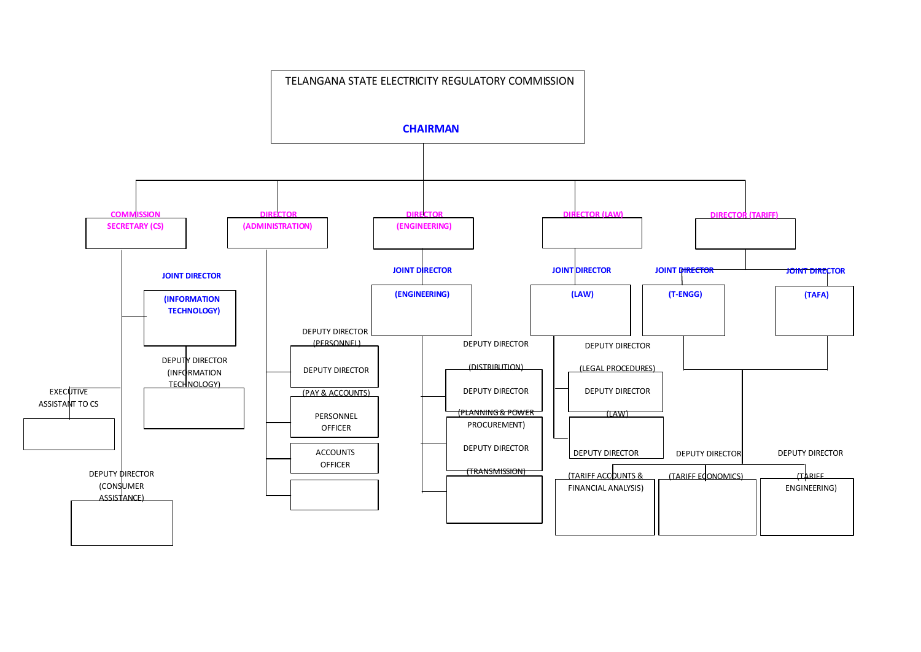# TELANGANA STATE ELECTRICITY REGULATORY COMMISSION

## CHAIRMAN

- **COMMISSION SECRETARY (CS)**
  - **JOINT DIRECTOR (INFORMATION TECHNOLOGY)**
    - DEPUTY DIRECTOR (INFORMATION TECHNOLOGY)
  - EXECUTIVE ASSISTANT TO CS
  - DEPUTY DIRECTOR (CONSUMER ASSISTANCE)
- **DIRECTOR (ADMINISTRATION)**
  - DEPUTY DIRECTOR (PERSONNEL)
  - DEPUTY DIRECTOR (PAY & ACCOUNTS)
  - PERSONNEL OFFICER
  - ACCOUNTS OFFICER
- **DIRECTOR (ENGINEERING)**
  - **JOINT DIRECTOR (ENGINEERING)**
    - DEPUTY DIRECTOR (DISTRIBUTION)
    - DEPUTY DIRECTOR (PLANNING & POWER PROCUREMENT)
    - DEPUTY DIRECTOR (TRANSMISSION)
- **DIRECTOR (LAW)**
  - **JOINT DIRECTOR (LAW)**
    - DEPUTY DIRECTOR (LEGAL PROCEDURES)
    - DEPUTY DIRECTOR (LAW)
- **DIRECTOR (TARIFF)**
  - **JOINT DIRECTOR (T-ENGG)**
  - **JOINT DIRECTOR (TAFA)**
    - DEPUTY DIRECTOR (TARIFF ACCOUNTS & FINANCIAL ANALYSIS)
    - DEPUTY DIRECTOR (TARIFF ECONOMICS)
    - DEPUTY DIRECTOR (TARIFF ENGINEERING)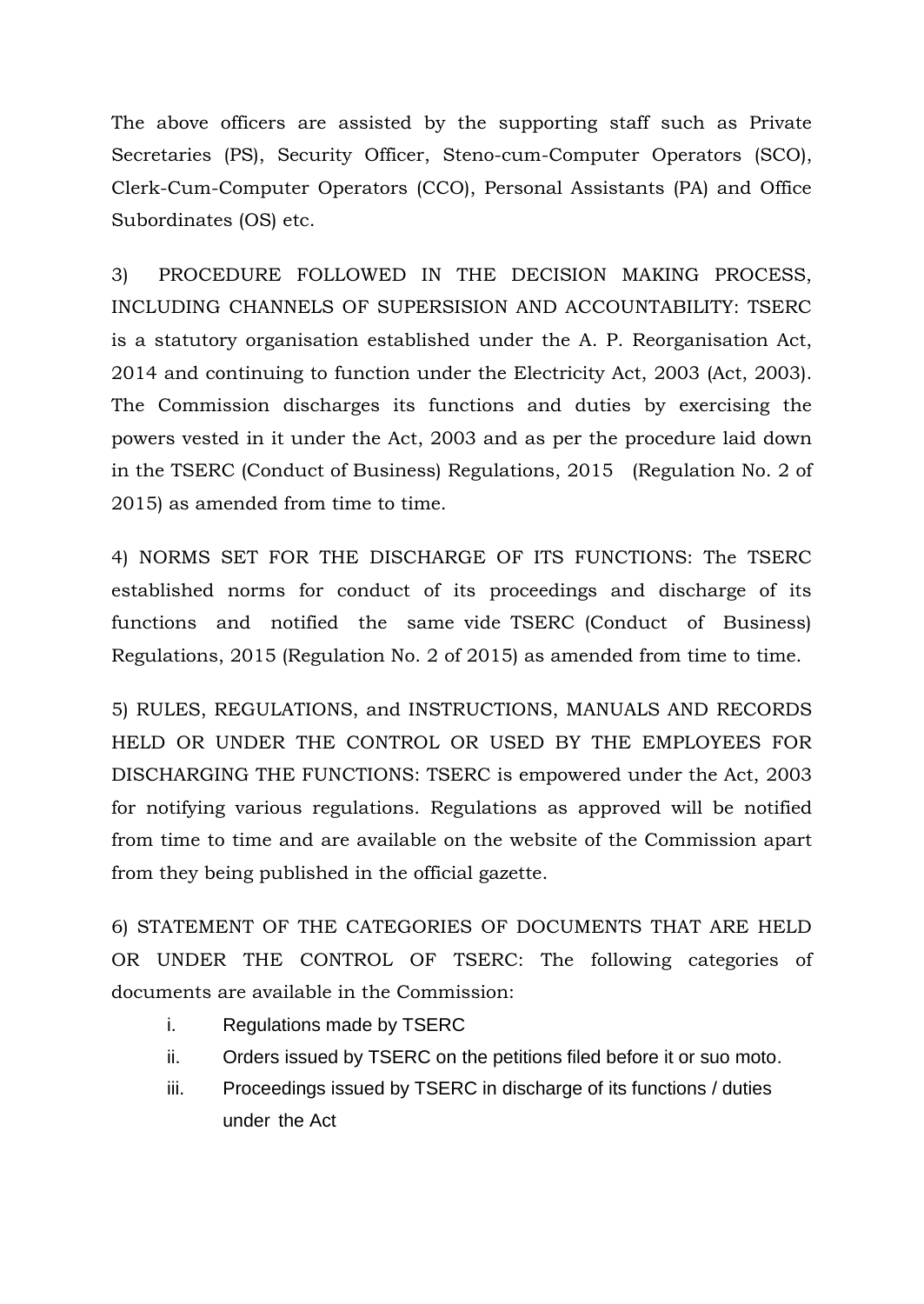The above officers are assisted by the supporting staff such as Private Secretaries (PS), Security Officer, Steno-cum-Computer Operators (SCO), Clerk-Cum-Computer Operators (CCO), Personal Assistants (PA) and Office Subordinates (OS) etc.

3) PROCEDURE FOLLOWED IN THE DECISION MAKING PROCESS, INCLUDING CHANNELS OF SUPERSISION AND ACCOUNTABILITY: TSERC is a statutory organisation established under the A. P. Reorganisation Act, 2014 and continuing to function under the Electricity Act, 2003 (Act, 2003). The Commission discharges its functions and duties by exercising the powers vested in it under the Act, 2003 and as per the procedure laid down in the TSERC (Conduct of Business) Regulations, 2015 (Regulation No. 2 of 2015) as amended from time to time.

4) NORMS SET FOR THE DISCHARGE OF ITS FUNCTIONS: The TSERC established norms for conduct of its proceedings and discharge of its functions and notified the same vide TSERC (Conduct of Business) Regulations, 2015 (Regulation No. 2 of 2015) as amended from time to time.

5) RULES, REGULATIONS, and INSTRUCTIONS, MANUALS AND RECORDS HELD OR UNDER THE CONTROL OR USED BY THE EMPLOYEES FOR DISCHARGING THE FUNCTIONS: TSERC is empowered under the Act, 2003 for notifying various regulations. Regulations as approved will be notified from time to time and are available on the website of the Commission apart from they being published in the official gazette.

6) STATEMENT OF THE CATEGORIES OF DOCUMENTS THAT ARE HELD OR UNDER THE CONTROL OF TSERC: The following categories of documents are available in the Commission:

i. Regulations made by TSERC
ii. Orders issued by TSERC on the petitions filed before it or suo moto.
iii. Proceedings issued by TSERC in discharge of its functions / duties under the Act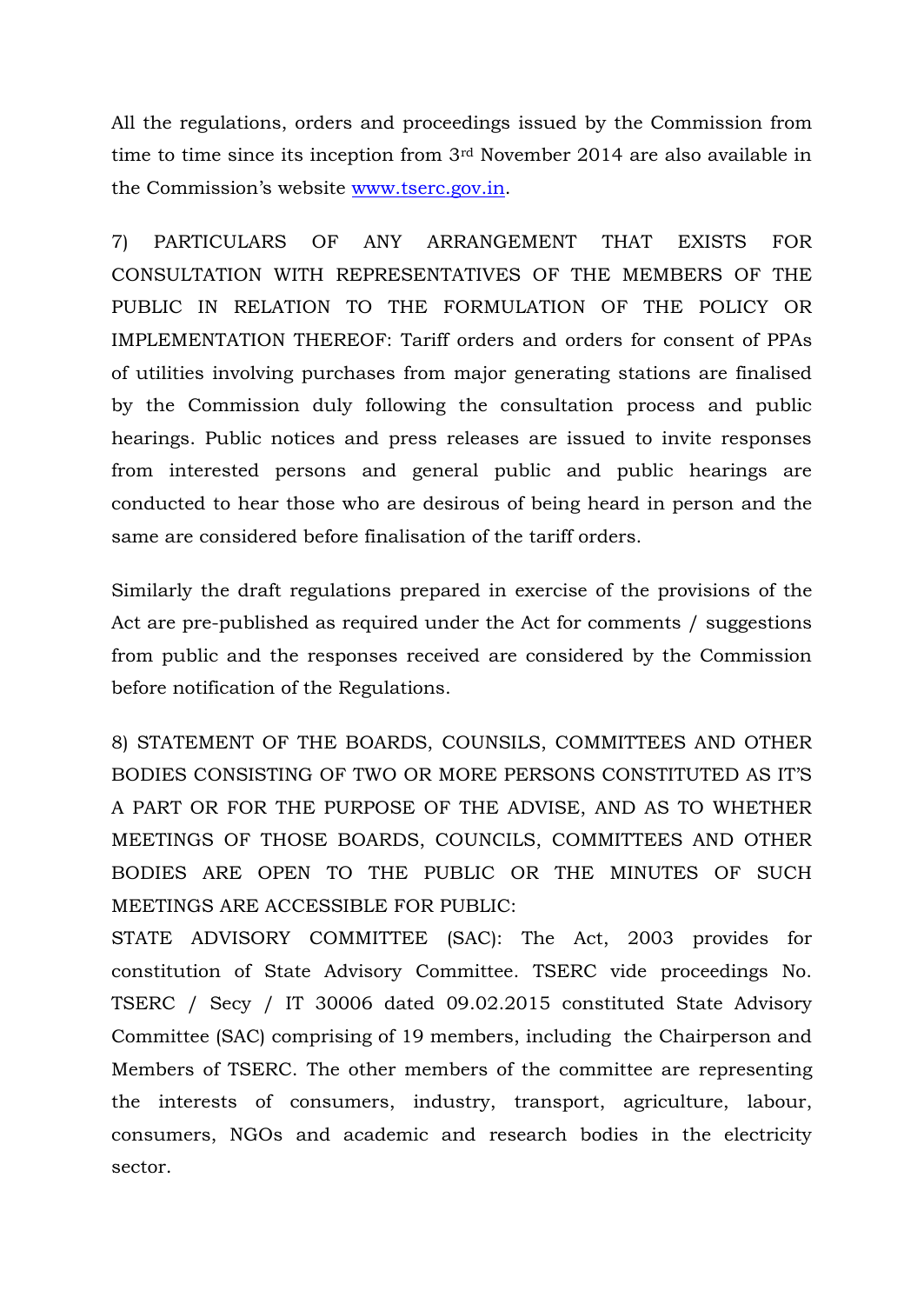All the regulations, orders and proceedings issued by the Commission from time to time since its inception from 3rd November 2014 are also available in the Commission's website [www.tserc.gov.in](http://www.tserc.gov.in).

7) PARTICULARS OF ANY ARRANGEMENT THAT EXISTS FOR CONSULTATION WITH REPRESENTATIVES OF THE MEMBERS OF THE PUBLIC IN RELATION TO THE FORMULATION OF THE POLICY OR IMPLEMENTATION THEREOF: Tariff orders and orders for consent of PPAs of utilities involving purchases from major generating stations are finalised by the Commission duly following the consultation process and public hearings. Public notices and press releases are issued to invite responses from interested persons and general public and public hearings are conducted to hear those who are desirous of being heard in person and the same are considered before finalisation of the tariff orders.

Similarly the draft regulations prepared in exercise of the provisions of the Act are pre-published as required under the Act for comments / suggestions from public and the responses received are considered by the Commission before notification of the Regulations.

8) STATEMENT OF THE BOARDS, COUNSILS, COMMITTEES AND OTHER BODIES CONSISTING OF TWO OR MORE PERSONS CONSTITUTED AS IT'S A PART OR FOR THE PURPOSE OF THE ADVISE, AND AS TO WHETHER MEETINGS OF THOSE BOARDS, COUNCILS, COMMITTEES AND OTHER BODIES ARE OPEN TO THE PUBLIC OR THE MINUTES OF SUCH MEETINGS ARE ACCESSIBLE FOR PUBLIC:

STATE ADVISORY COMMITTEE (SAC): The Act, 2003 provides for constitution of State Advisory Committee. TSERC vide proceedings No. TSERC / Secy / IT 30006 dated 09.02.2015 constituted State Advisory Committee (SAC) comprising of 19 members, including the Chairperson and Members of TSERC. The other members of the committee are representing the interests of consumers, industry, transport, agriculture, labour, consumers, NGOs and academic and research bodies in the electricity sector.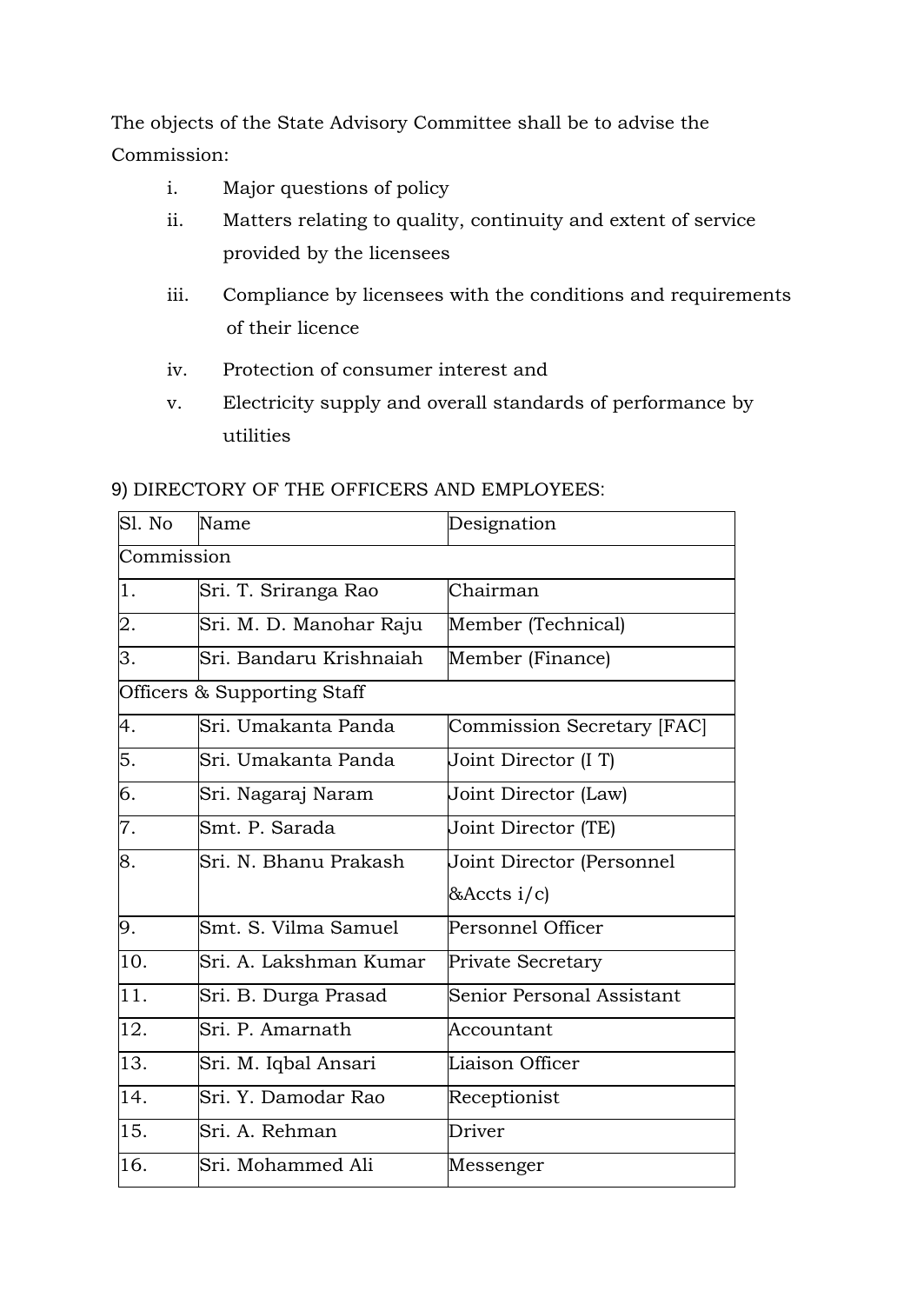The objects of the State Advisory Committee shall be to advise the Commission:

i. Major questions of policy
ii. Matters relating to quality, continuity and extent of service provided by the licensees
iii. Compliance by licensees with the conditions and requirements of their licence
iv. Protection of consumer interest and
v. Electricity supply and overall standards of performance by utilities

9) DIRECTORY OF THE OFFICERS AND EMPLOYEES:

| Sl. No | Name | Designation |
|---|---|---|
| Commission | | |
| 1. | Sri. T. Sriranga Rao | Chairman |
| 2. | Sri. M. D. Manohar Raju | Member (Technical) |
| 3. | Sri. Bandaru Krishnaiah | Member (Finance) |
| Officers & Supporting Staff | | |
| 4. | Sri. Umakanta Panda | Commission Secretary [FAC] |
| 5. | Sri. Umakanta Panda | Joint Director (I T) |
| 6. | Sri. Nagaraj Naram | Joint Director (Law) |
| 7. | Smt. P. Sarada | Joint Director (TE) |
| 8. | Sri. N. Bhanu Prakash | Joint Director (Personnel &Accts i/c) |
| 9. | Smt. S. Vilma Samuel | Personnel Officer |
| 10. | Sri. A. Lakshman Kumar | Private Secretary |
| 11. | Sri. B. Durga Prasad | Senior Personal Assistant |
| 12. | Sri. P. Amarnath | Accountant |
| 13. | Sri. M. Iqbal Ansari | Liaison Officer |
| 14. | Sri. Y. Damodar Rao | Receptionist |
| 15. | Sri. A. Rehman | Driver |
| 16. | Sri. Mohammed Ali | Messenger |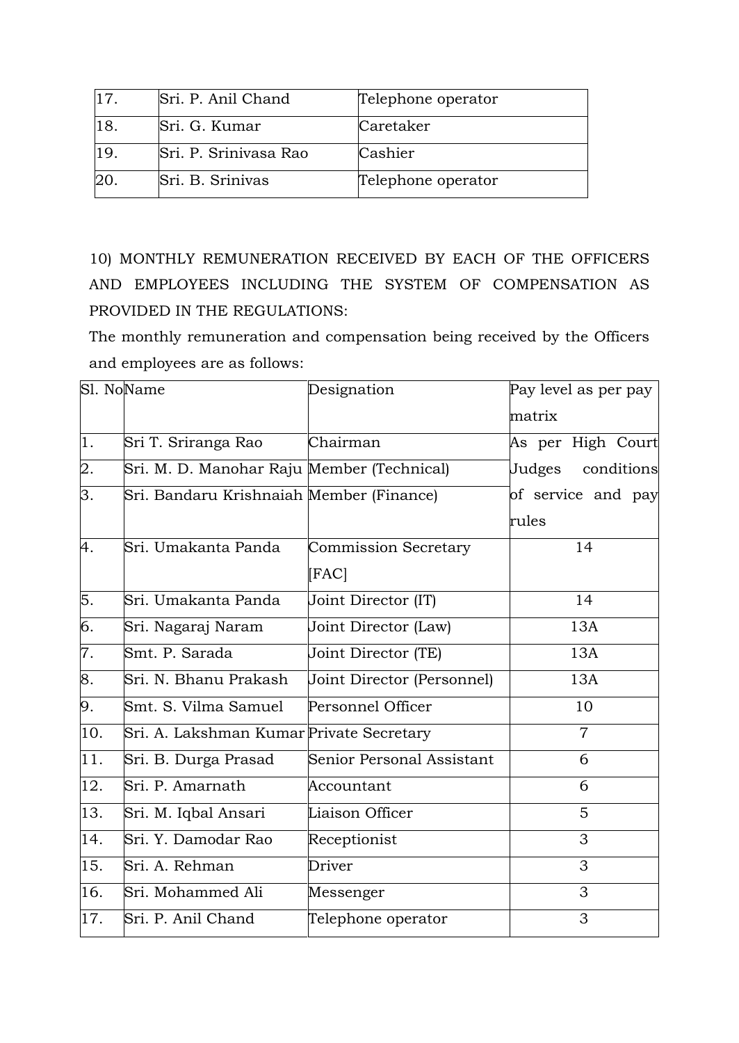| 17. | Sri. P. Anil Chand | Telephone operator |
|---|---|---|
| 18. | Sri. G. Kumar | Caretaker |
| 19. | Sri. P. Srinivasa Rao | Cashier |
| 20. | Sri. B. Srinivas | Telephone operator |

10) MONTHLY REMUNERATION RECEIVED BY EACH OF THE OFFICERS AND EMPLOYEES INCLUDING THE SYSTEM OF COMPENSATION AS PROVIDED IN THE REGULATIONS:

The monthly remuneration and compensation being received by the Officers and employees are as follows:

| Sl. No | Name | Designation | Pay level as per pay matrix |
|---|---|---|---|
| 1. | Sri T. Sriranga Rao | Chairman | As per High Court Judges conditions of service and pay rules |
| 2. | Sri. M. D. Manohar Raju | Member (Technical) | |
| 3. | Sri. Bandaru Krishnaiah | Member (Finance) | |
| 4. | Sri. Umakanta Panda | Commission Secretary [FAC] | 14 |
| 5. | Sri. Umakanta Panda | Joint Director (IT) | 14 |
| 6. | Sri. Nagaraj Naram | Joint Director (Law) | 13A |
| 7. | Smt. P. Sarada | Joint Director (TE) | 13A |
| 8. | Sri. N. Bhanu Prakash | Joint Director (Personnel) | 13A |
| 9. | Smt. S. Vilma Samuel | Personnel Officer | 10 |
| 10. | Sri. A. Lakshman Kumar | Private Secretary | 7 |
| 11. | Sri. B. Durga Prasad | Senior Personal Assistant | 6 |
| 12. | Sri. P. Amarnath | Accountant | 6 |
| 13. | Sri. M. Iqbal Ansari | Liaison Officer | 5 |
| 14. | Sri. Y. Damodar Rao | Receptionist | 3 |
| 15. | Sri. A. Rehman | Driver | 3 |
| 16. | Sri. Mohammed Ali | Messenger | 3 |
| 17. | Sri. P. Anil Chand | Telephone operator | 3 |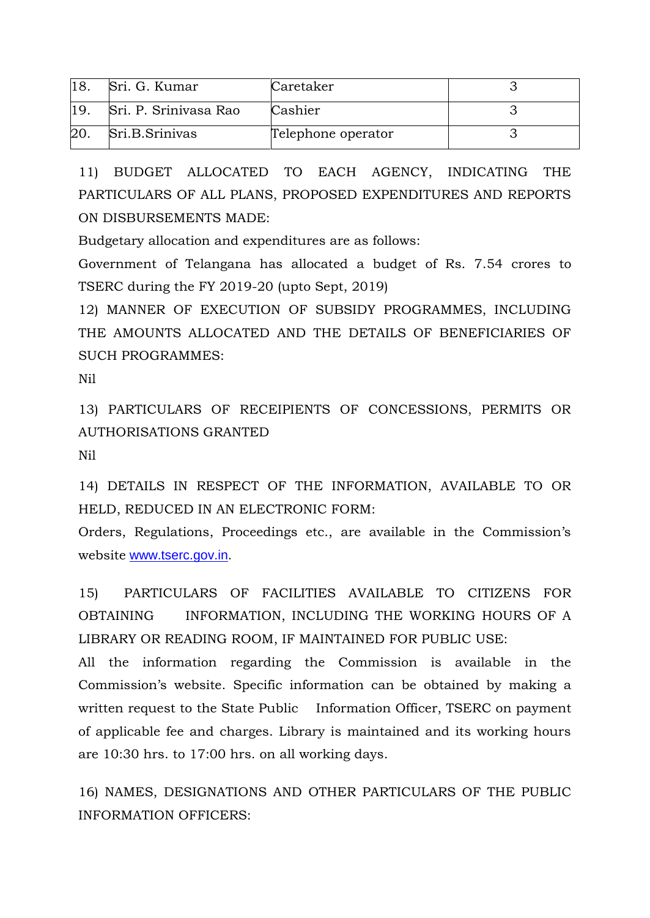| | | | |
|---|---|---|---|
| 18. | Sri. G. Kumar | Caretaker | 3 |
| 19. | Sri. P. Srinivasa Rao | Cashier | 3 |
| 20. | Sri.B.Srinivas | Telephone operator | 3 |

11) BUDGET ALLOCATED TO EACH AGENCY, INDICATING THE PARTICULARS OF ALL PLANS, PROPOSED EXPENDITURES AND REPORTS ON DISBURSEMENTS MADE:

Budgetary allocation and expenditures are as follows:

Government of Telangana has allocated a budget of Rs. 7.54 crores to TSERC during the FY 2019-20 (upto Sept, 2019)

12) MANNER OF EXECUTION OF SUBSIDY PROGRAMMES, INCLUDING THE AMOUNTS ALLOCATED AND THE DETAILS OF BENEFICIARIES OF SUCH PROGRAMMES:

Nil

13) PARTICULARS OF RECEIPIENTS OF CONCESSIONS, PERMITS OR AUTHORISATIONS GRANTED

Nil

14) DETAILS IN RESPECT OF THE INFORMATION, AVAILABLE TO OR HELD, REDUCED IN AN ELECTRONIC FORM:

Orders, Regulations, Proceedings etc., are available in the Commission's website www.tserc.gov.in.

15) PARTICULARS OF FACILITIES AVAILABLE TO CITIZENS FOR OBTAINING INFORMATION, INCLUDING THE WORKING HOURS OF A LIBRARY OR READING ROOM, IF MAINTAINED FOR PUBLIC USE:

All the information regarding the Commission is available in the Commission's website. Specific information can be obtained by making a written request to the State Public Information Officer, TSERC on payment of applicable fee and charges. Library is maintained and its working hours are 10:30 hrs. to 17:00 hrs. on all working days.

16) NAMES, DESIGNATIONS AND OTHER PARTICULARS OF THE PUBLIC INFORMATION OFFICERS: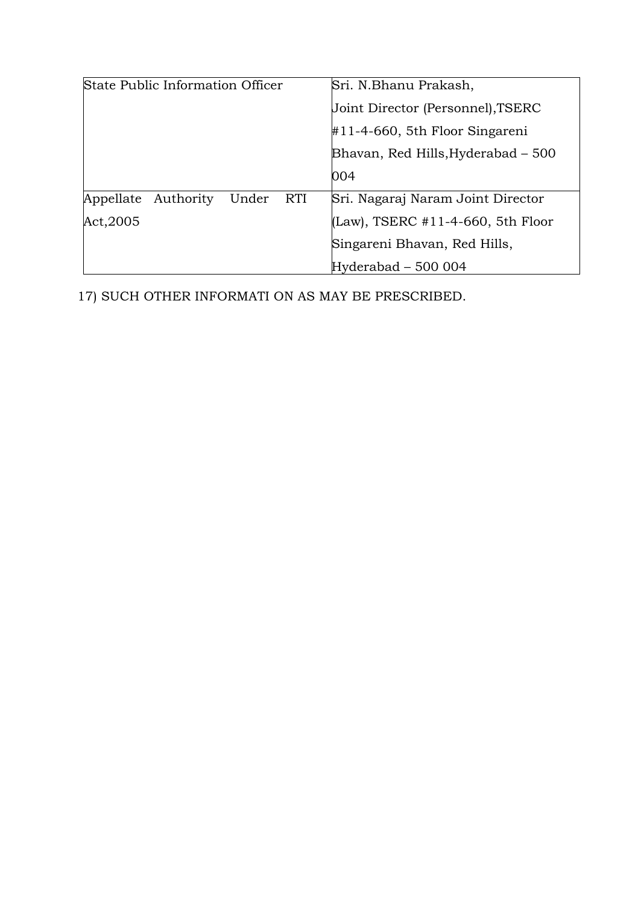| | |
|---|---|
| State Public Information Officer | Sri. N.Bhanu Prakash, Joint Director (Personnel),TSERC #11-4-660, 5th Floor Singareni Bhavan, Red Hills,Hyderabad – 500 004 |
| Appellate Authority Under RTI Act,2005 | Sri. Nagaraj Naram Joint Director (Law), TSERC #11-4-660, 5th Floor Singareni Bhavan, Red Hills, Hyderabad – 500 004 |

17) SUCH OTHER INFORMATI ON AS MAY BE PRESCRIBED.